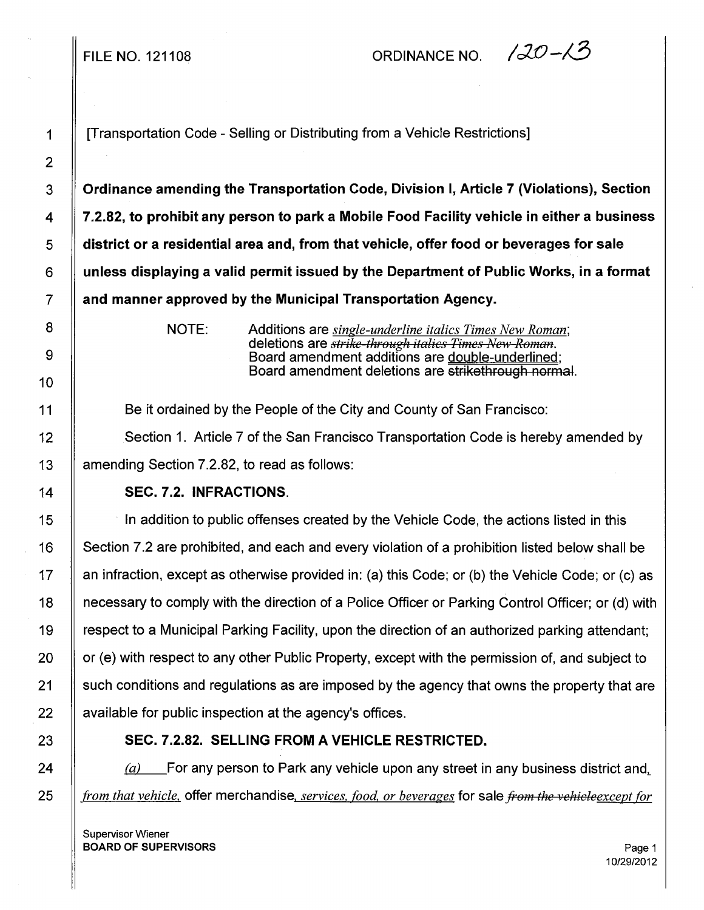FILE NO. 121108 ORDINANCE NO. 120-13

[Transportation Code - Selling or Distributing from a Vehicle Restrictions]

**Ordinance amending the Transportation Code, Division I, Article 7 (Violations), Section 7.2.82, to prohibit any person to park a Mobile Food Facility vehicle in either a business district or a residential area and, from that vehicle, offer food or beverages for sale unless displaying a valid permit issued by the Department of Public Works, in a format and manner approved by the Municipal Transportation Agency.**

NOTE: Additions are *single-underline italics Times New Roman*; deletions are ~~*strike-through italics Times New Roman*~~. Board amendment additions are double-underlined; Board amendment deletions are ~~strikethrough normal~~.

Be it ordained by the People of the City and County of San Francisco:

Section 1. Article 7 of the San Francisco Transportation Code is hereby amended by amending Section 7.2.82, to read as follows:

**SEC. 7.2. INFRACTIONS.**

In addition to public offenses created by the Vehicle Code, the actions listed in this Section 7.2 are prohibited, and each and every violation of a prohibition listed below shall be an infraction, except as otherwise provided in: (a) this Code; or (b) the Vehicle Code; or (c) as necessary to comply with the direction of a Police Officer or Parking Control Officer; or (d) with respect to a Municipal Parking Facility, upon the direction of an authorized parking attendant; or (e) with respect to any other Public Property, except with the permission of, and subject to such conditions and regulations as are imposed by the agency that owns the property that are available for public inspection at the agency's offices.

**SEC. 7.2.82. SELLING FROM A VEHICLE RESTRICTED.**

*(a)* For any person to Park any vehicle upon any street in any business district and*, from that vehicle,* offer merchandise*, services, food, or beverages* for sale ~~*from the vehicle*~~*except for*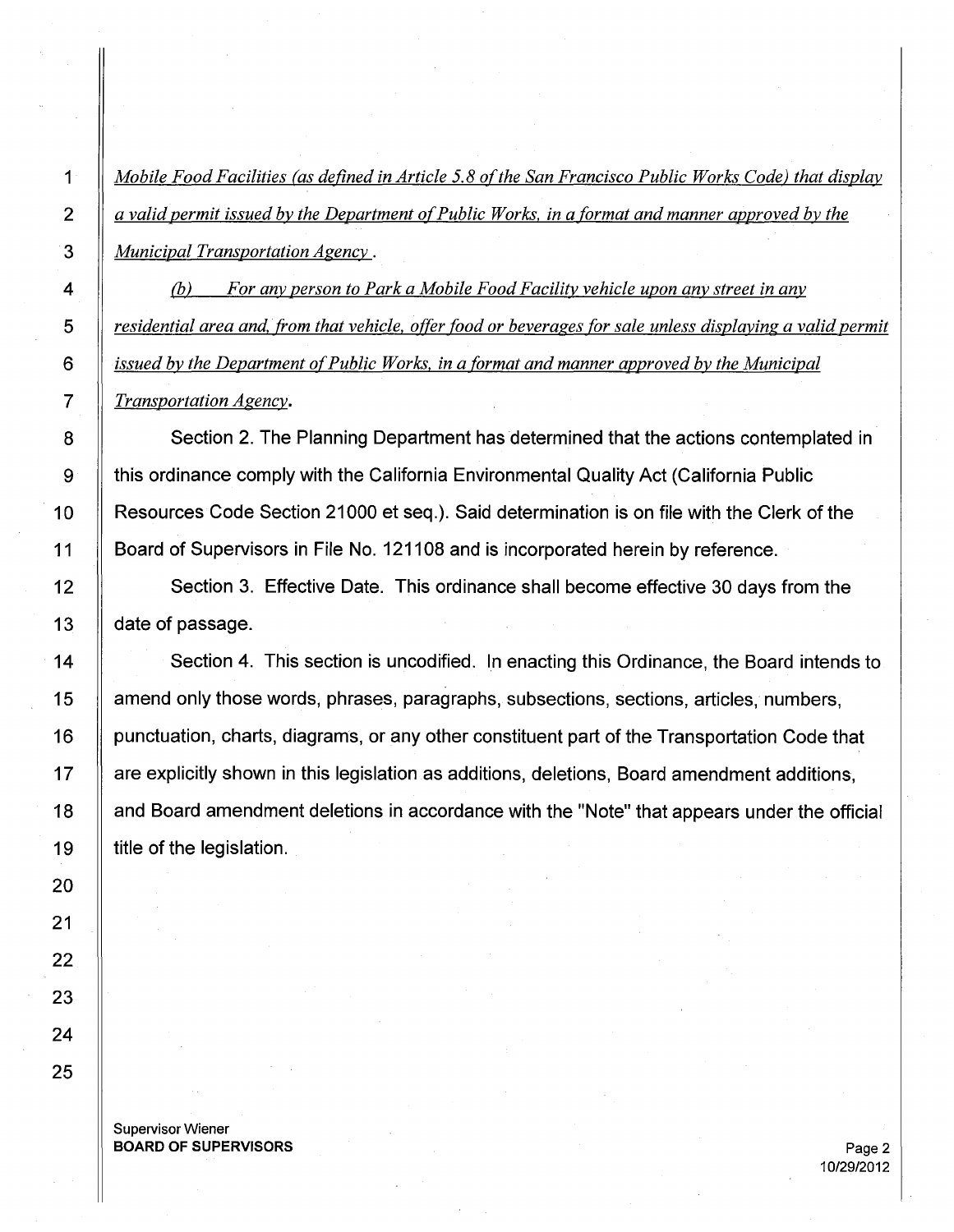*Mobile Food Facilities (as defined in Article 5.8 of the San Francisco Public Works Code) that display a valid permit issued by the Department of Public Works, in a format and manner approved by the Municipal Transportation Agency .*

*(b) For any person to Park a Mobile Food Facility vehicle upon any street in any residential area and, from that vehicle, offer food or beverages for sale unless displaying a valid permit issued by the Department of Public Works, in a format and manner approved by the Municipal Transportation Agency.*

Section 2. The Planning Department has determined that the actions contemplated in this ordinance comply with the California Environmental Quality Act (California Public Resources Code Section 21000 et seq.). Said determination is on file with the Clerk of the Board of Supervisors in File No. 121108 and is incorporated herein by reference.

Section 3. Effective Date. This ordinance shall become effective 30 days from the date of passage.

Section 4. This section is uncodified. In enacting this Ordinance, the Board intends to amend only those words, phrases, paragraphs, subsections, sections, articles, numbers, punctuation, charts, diagrams, or any other constituent part of the Transportation Code that are explicitly shown in this legislation as additions, deletions, Board amendment additions, and Board amendment deletions in accordance with the "Note" that appears under the official title of the legislation.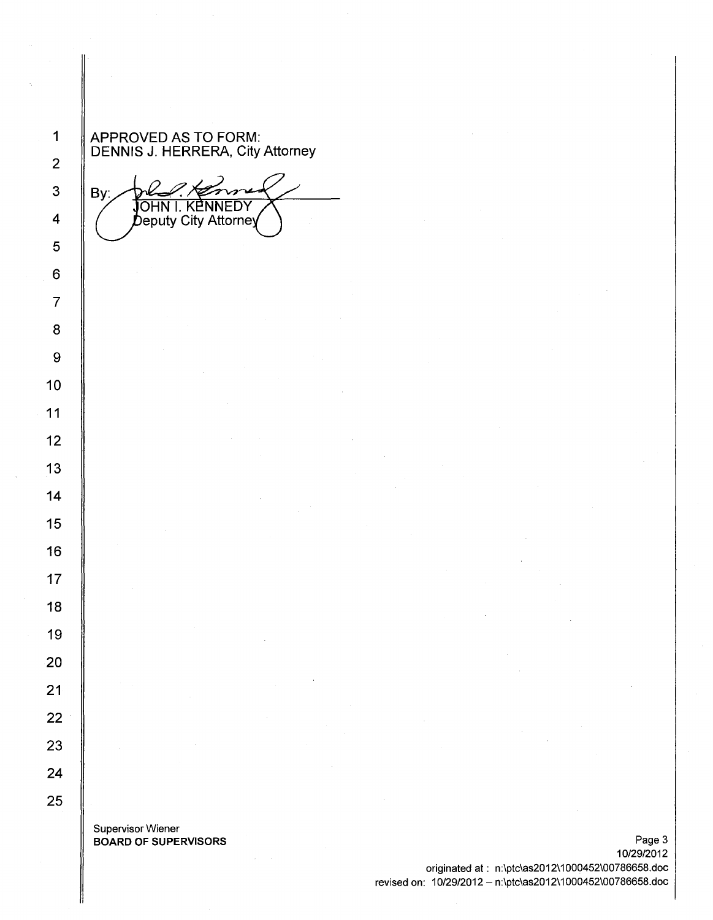APPROVED AS TO FORM:
DENNIS J. HERRERA, City Attorney

By: JOHN I. KENNEDY
Deputy City Attorney

Supervisor Wiener
**BOARD OF SUPERVISORS**

10/29/2012
originated at : n:\ptc\as2012\1000452\00786658.doc
revised on: 10/29/2012 – n:\ptc\as2012\1000452\00786658.doc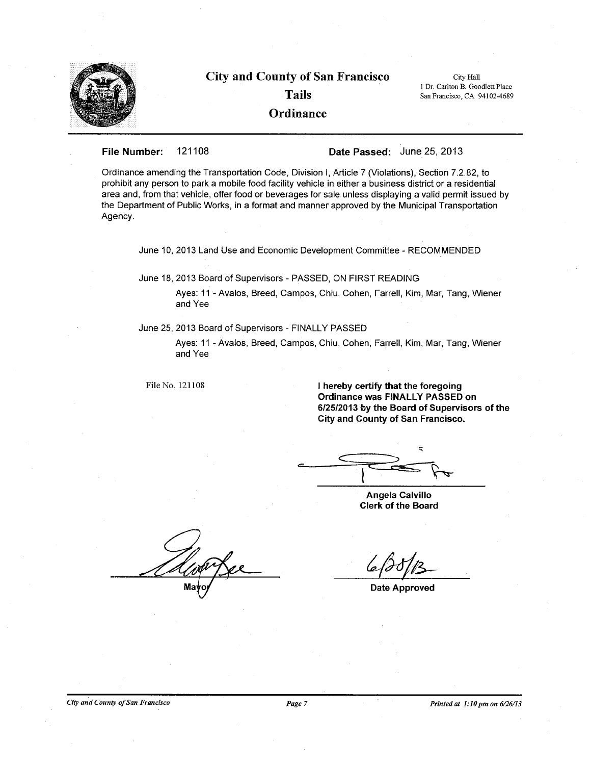# City and County of San Francisco

## Tails

## Ordinance

City Hall
1 Dr. Carlton B. Goodlett Place
San Francisco, CA 94102-4689

**File Number:** 121108 **Date Passed:** June 25, 2013

Ordinance amending the Transportation Code, Division I, Article 7 (Violations), Section 7.2.82, to prohibit any person to park a mobile food facility vehicle in either a business district or a residential area and, from that vehicle, offer food or beverages for sale unless displaying a valid permit issued by the Department of Public Works, in a format and manner approved by the Municipal Transportation Agency.

June 10, 2013 Land Use and Economic Development Committee - RECOMMENDED

June 18, 2013 Board of Supervisors - PASSED, ON FIRST READING

Ayes: 11 - Avalos, Breed, Campos, Chiu, Cohen, Farrell, Kim, Mar, Tang, Wiener and Yee

June 25, 2013 Board of Supervisors - FINALLY PASSED

Ayes: 11 - Avalos, Breed, Campos, Chiu, Cohen, Farrell, Kim, Mar, Tang, Wiener and Yee

File No. 121108

**I hereby certify that the foregoing Ordinance was FINALLY PASSED on 6/25/2013 by the Board of Supervisors of the City and County of San Francisco.**

**Angela Calvillo**
**Clerk of the Board**

Mayor

6/28/13
**Date Approved**